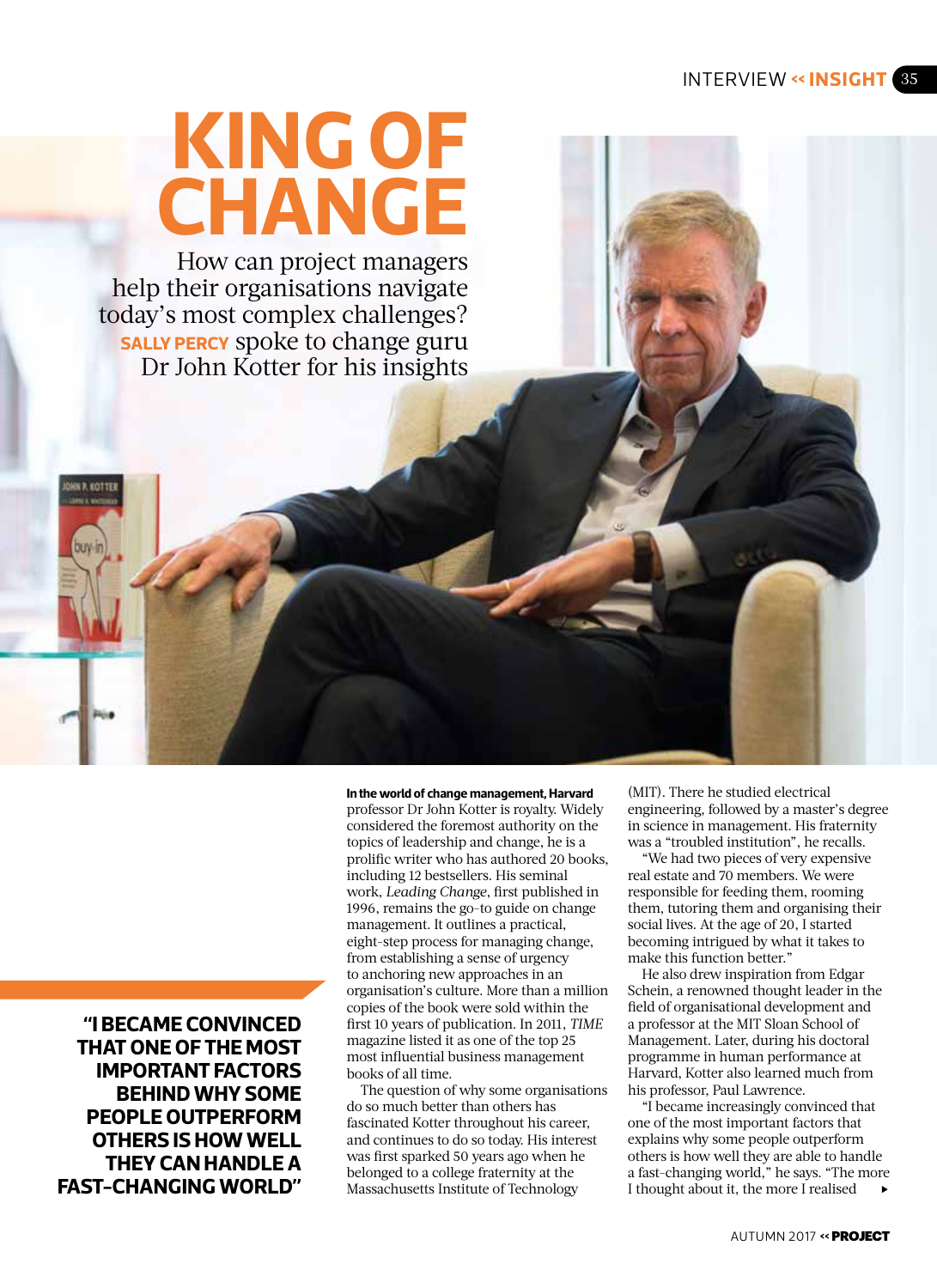# KING OF CHANGE

How can project managers help their organisations navigate today's most complex challenges? **SALLY PERCY** spoke to change guru Dr John Kotter for his insights

**In the world of change management, Harvard** professor Dr John Kotter is royalty. Widely considered the foremost authority on the topics of leadership and change, he is a prolific writer who has authored 20 books, including 12 bestsellers. His seminal work, *Leading Change*, first published in 1996, remains the go-to guide on change management. It outlines a practical, eight-step process for managing change, from establishing a sense of urgency to anchoring new approaches in an organisation's culture. More than a million copies of the book were sold within the first 10 years of publication. In 2011, *TIME* magazine listed it as one of the top 25 most influential business management books of all time.

The question of why some organisations do so much better than others has fascinated Kotter throughout his career, and continues to do so today. His interest was first sparked 50 years ago when he belonged to a college fraternity at the Massachusetts Institute of Technology (MIT). There he studied electrical engineering, followed by a master's degree in science in management. His fraternity was a "troubled institution", he recalls.

"We had two pieces of very expensive real estate and 70 members. We were responsible for feeding them, rooming them, tutoring them and organising their social lives. At the age of 20, I started becoming intrigued by what it takes to make this function better."

He also drew inspiration from Edgar Schein, a renowned thought leader in the field of organisational development and a professor at the MIT Sloan School of Management. Later, during his doctoral programme in human performance at Harvard, Kotter also learned much from his professor, Paul Lawrence.

"I became increasingly convinced that one of the most important factors that explains why some people outperform others is how well they are able to handle a fast-changing world," he says. "The more I thought about it, the more I realised

**"I BECAME CONVINCED THAT ONE OF THE MOST IMPORTANT FACTORS BEHIND WHY SOME PEOPLE OUTPERFORM OTHERS IS HOW WELL THEY CAN HANDLE A FAST-CHANGING WORLD"**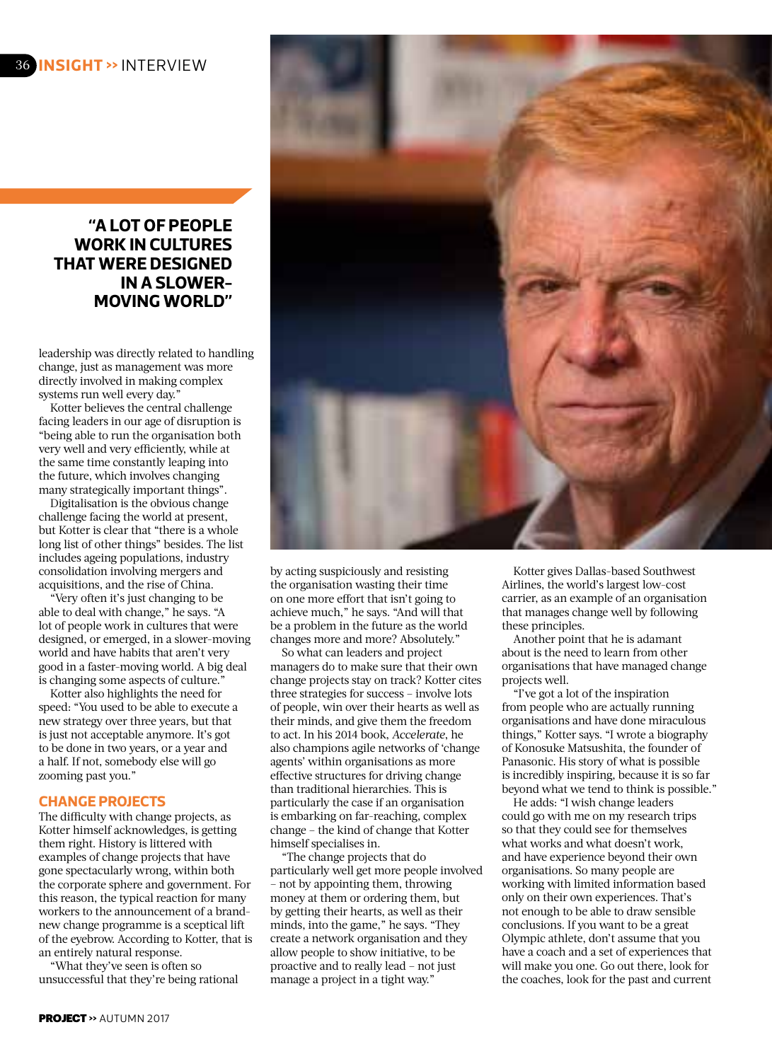> "A LOT OF PEOPLE WORK IN CULTURES THAT WERE DESIGNED IN A SLOWER-MOVING WORLD"

leadership was directly related to handling change, just as management was more directly involved in making complex systems run well every day."

Kotter believes the central challenge facing leaders in our age of disruption is "being able to run the organisation both very well and very efficiently, while at the same time constantly leaping into the future, which involves changing many strategically important things".

Digitalisation is the obvious change challenge facing the world at present, but Kotter is clear that "there is a whole long list of other things" besides. The list includes ageing populations, industry consolidation involving mergers and acquisitions, and the rise of China.

"Very often it's just changing to be able to deal with change," he says. "A lot of people work in cultures that were designed, or emerged, in a slower-moving world and have habits that aren't very good in a faster-moving world. A big deal is changing some aspects of culture."

Kotter also highlights the need for speed: "You used to be able to execute a new strategy over three years, but that is just not acceptable anymore. It's got to be done in two years, or a year and a half. If not, somebody else will go zooming past you."

## CHANGE PROJECTS

The difficulty with change projects, as Kotter himself acknowledges, is getting them right. History is littered with examples of change projects that have gone spectacularly wrong, within both the corporate sphere and government. For this reason, the typical reaction for many workers to the announcement of a brand-new change programme is a sceptical lift of the eyebrow. According to Kotter, that is an entirely natural response.

"What they've seen is often so unsuccessful that they're being rational by acting suspiciously and resisting the organisation wasting their time on one more effort that isn't going to achieve much," he says. "And will that be a problem in the future as the world changes more and more? Absolutely."

So what can leaders and project managers do to make sure that their own change projects stay on track? Kotter cites three strategies for success – involve lots of people, win over their hearts as well as their minds, and give them the freedom to act. In his 2014 book, *Accelerate*, he also champions agile networks of 'change agents' within organisations as more effective structures for driving change than traditional hierarchies. This is particularly the case if an organisation is embarking on far-reaching, complex change – the kind of change that Kotter himself specialises in.

"The change projects that do particularly well get more people involved – not by appointing them, throwing money at them or ordering them, but by getting their hearts, as well as their minds, into the game," he says. "They create a network organisation and they allow people to show initiative, to be proactive and to really lead – not just manage a project in a tight way."

Kotter gives Dallas-based Southwest Airlines, the world's largest low-cost carrier, as an example of an organisation that manages change well by following these principles.

Another point that he is adamant about is the need to learn from other organisations that have managed change projects well.

"I've got a lot of the inspiration from people who are actually running organisations and have done miraculous things," Kotter says. "I wrote a biography of Konosuke Matsushita, the founder of Panasonic. His story of what is possible is incredibly inspiring, because it is so far beyond what we tend to think is possible."

He adds: "I wish change leaders could go with me on my research trips so that they could see for themselves what works and what doesn't work, and have experience beyond their own organisations. So many people are working with limited information based only on their own experiences. That's not enough to be able to draw sensible conclusions. If you want to be a great Olympic athlete, don't assume that you have a coach and a set of experiences that will make you one. Go out there, look for the coaches, look for the past and current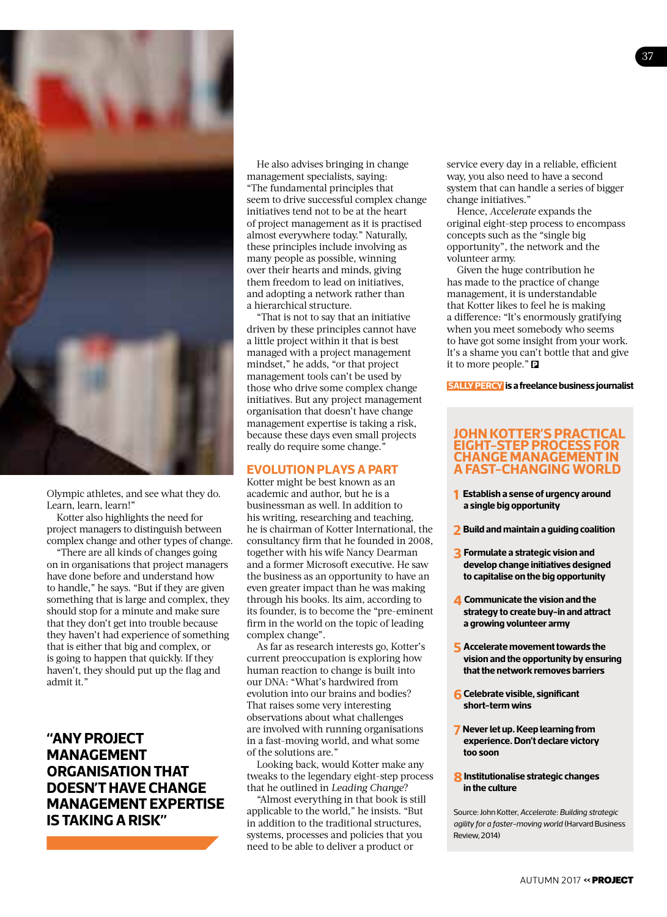Olympic athletes, and see what they do. Learn, learn, learn!"

Kotter also highlights the need for project managers to distinguish between complex change and other types of change. "There are all kinds of changes going on in organisations that project managers have done before and understand how to handle," he says. "But if they are given something that is large and complex, they should stop for a minute and make sure that they don't get into trouble because they haven't had experience of something that is either that big and complex, or is going to happen that quickly. If they haven't, they should put up the flag and admit it."

**"ANY PROJECT MANAGEMENT ORGANISATION THAT DOESN'T HAVE CHANGE MANAGEMENT EXPERTISE IS TAKING A RISK"**

He also advises bringing in change management specialists, saying: "The fundamental principles that seem to drive successful complex change initiatives tend not to be at the heart of project management as it is practised almost everywhere today." Naturally, these principles include involving as many people as possible, winning over their hearts and minds, giving them freedom to lead on initiatives, and adopting a network rather than a hierarchical structure.

"That is not to say that an initiative driven by these principles cannot have a little project within it that is best managed with a project management mindset," he adds, "or that project management tools can't be used by those who drive some complex change initiatives. But any project management organisation that doesn't have change management expertise is taking a risk, because these days even small projects really do require some change."

## EVOLUTION PLAYS A PART

Kotter might be best known as an academic and author, but he is a businessman as well. In addition to his writing, researching and teaching, he is chairman of Kotter International, the consultancy firm that he founded in 2008, together with his wife Nancy Dearman and a former Microsoft executive. He saw the business as an opportunity to have an even greater impact than he was making through his books. Its aim, according to its founder, is to become the "pre-eminent firm in the world on the topic of leading complex change".

As far as research interests go, Kotter's current preoccupation is exploring how human reaction to change is built into our DNA: "What's hardwired from evolution into our brains and bodies? That raises some very interesting observations about what challenges are involved with running organisations in a fast-moving world, and what some of the solutions are."

Looking back, would Kotter make any tweaks to the legendary eight-step process that he outlined in *Leading Change*?

"Almost everything in that book is still applicable to the world," he insists. "But in addition to the traditional structures, systems, processes and policies that you need to be able to deliver a product or service every day in a reliable, efficient way, you also need to have a second system that can handle a series of bigger change initiatives."

Hence, *Accelerate* expands the original eight-step process to encompass concepts such as the "single big opportunity", the network and the volunteer army.

Given the huge contribution he has made to the practice of change management, it is understandable that Kotter likes to feel he is making a difference: "It's enormously gratifying when you meet somebody who seems to have got some insight from your work. It's a shame you can't bottle that and give it to more people."

**SALLY PERCY is a freelance business journalist**

## JOHN KOTTER'S PRACTICAL EIGHT-STEP PROCESS FOR CHANGE MANAGEMENT IN A FAST-CHANGING WORLD

1. **Establish a sense of urgency around a single big opportunity**
2. **Build and maintain a guiding coalition**
3. **Formulate a strategic vision and develop change initiatives designed to capitalise on the big opportunity**
4. **Communicate the vision and the strategy to create buy-in and attract a growing volunteer army**
5. **Accelerate movement towards the vision and the opportunity by ensuring that the network removes barriers**
6. **Celebrate visible, significant short-term wins**
7. **Never let up. Keep learning from experience. Don't declare victory too soon**
8. **Institutionalise strategic changes in the culture**

Source: John Kotter, *Accelerate: Building strategic agility for a faster-moving world* (Harvard Business Review, 2014)